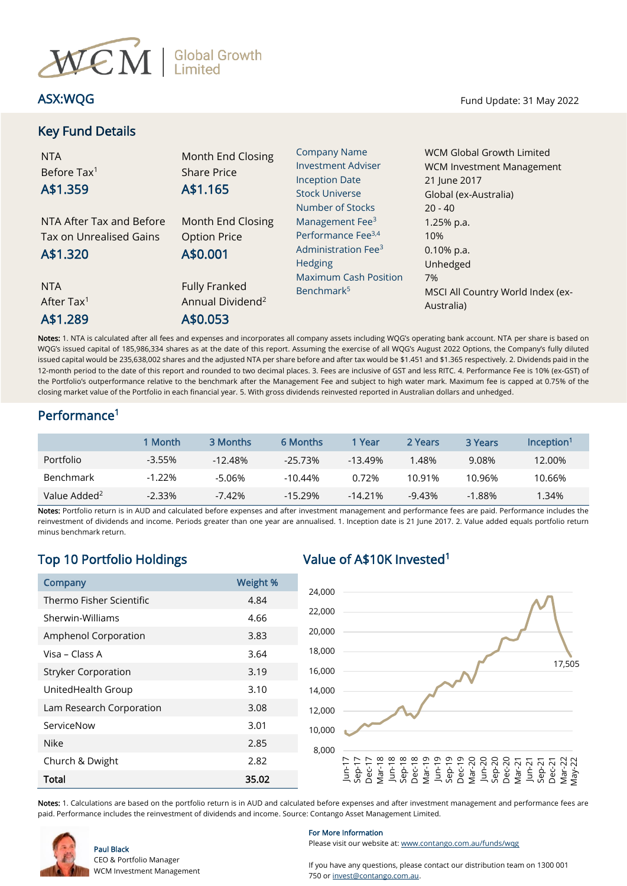# WCM Global Growth Limited

**ASX:WQG**

Fund Update: 31 May 2022

## Key Fund Details

NTA Before Tax[1]
**A$1.359**

NTA After Tax and Before Tax on Unrealised Gains
**A$1.320**

NTA After Tax[1]
**A$1.289**

Month End Closing Share Price
**A$1.165**

Month End Closing Option Price
**A$0.001**

Fully Franked Annual Dividend[2]
**A$0.053**

| | |
|---|---|
| Company Name | WCM Global Growth Limited |
| Investment Adviser | WCM Investment Management |
| Inception Date | 21 June 2017 |
| Stock Universe | Global (ex-Australia) |
| Number of Stocks | 20 - 40 |
| Management Fee[3] | 1.25% p.a. |
| Performance Fee[3,4] | 10% |
| Administration Fee[3] | 0.10% p.a. |
| Hedging | Unhedged |
| Maximum Cash Position | 7% |
| Benchmark[5] | MSCI All Country World Index (ex-Australia) |

**Notes:** 1. NTA is calculated after all fees and expenses and incorporates all company assets including WQG's operating bank account. NTA per share is based on WQG's issued capital of 185,986,334 shares as at the date of this report. Assuming the exercise of all WQG's August 2022 Options, the Company's fully diluted issued capital would be 235,638,002 shares and the adjusted NTA per share before and after tax would be $1.451 and $1.365 respectively. 2. Dividends paid in the 12-month period to the date of this report and rounded to two decimal places. 3. Fees are inclusive of GST and less RITC. 4. Performance Fee is 10% (ex-GST) of the Portfolio's outperformance relative to the benchmark after the Management Fee and subject to high water mark. Maximum fee is capped at 0.75% of the closing market value of the Portfolio in each financial year. 5. With gross dividends reinvested reported in Australian dollars and unhedged.

## Performance[1]

| | 1 Month | 3 Months | 6 Months | 1 Year | 2 Years | 3 Years | Inception[1] |
|---|---|---|---|---|---|---|---|
| Portfolio | -3.55% | -12.48% | -25.73% | -13.49% | 1.48% | 9.08% | 12.00% |
| Benchmark | -1.22% | -5.06% | -10.44% | 0.72% | 10.91% | 10.96% | 10.66% |
| Value Added[2] | -2.33% | -7.42% | -15.29% | -14.21% | -9.43% | -1.88% | 1.34% |

**Notes:** Portfolio return is in AUD and calculated before expenses and after investment management and performance fees are paid. Performance includes the reinvestment of dividends and income. Periods greater than one year are annualised. 1. Inception date is 21 June 2017. 2. Value added equals portfolio return minus benchmark return.

## Top 10 Portfolio Holdings

| Company | Weight % |
|---|---|
| Thermo Fisher Scientific | 4.84 |
| Sherwin-Williams | 4.66 |
| Amphenol Corporation | 3.83 |
| Visa – Class A | 3.64 |
| Stryker Corporation | 3.19 |
| UnitedHealth Group | 3.10 |
| Lam Research Corporation | 3.08 |
| ServiceNow | 3.01 |
| Nike | 2.85 |
| Church & Dwight | 2.82 |
| **Total** | **35.02** |

## Value of A$10K Invested[1]

Y-axis: 8,000 – 24,000. X-axis: Jun-17 to May-22. Final value: 17,505

**Notes:** 1. Calculations are based on the portfolio return is in AUD and calculated before expenses and after investment management and performance fees are paid. Performance includes the reinvestment of dividends and income. Source: Contango Asset Management Limited.

**Paul Black**
CEO & Portfolio Manager
WCM Investment Management

**For More Information**
Please visit our website at: www.contango.com.au/funds/wqg

If you have any questions, please contact our distribution team on 1300 001 750 or invest@contango.com.au.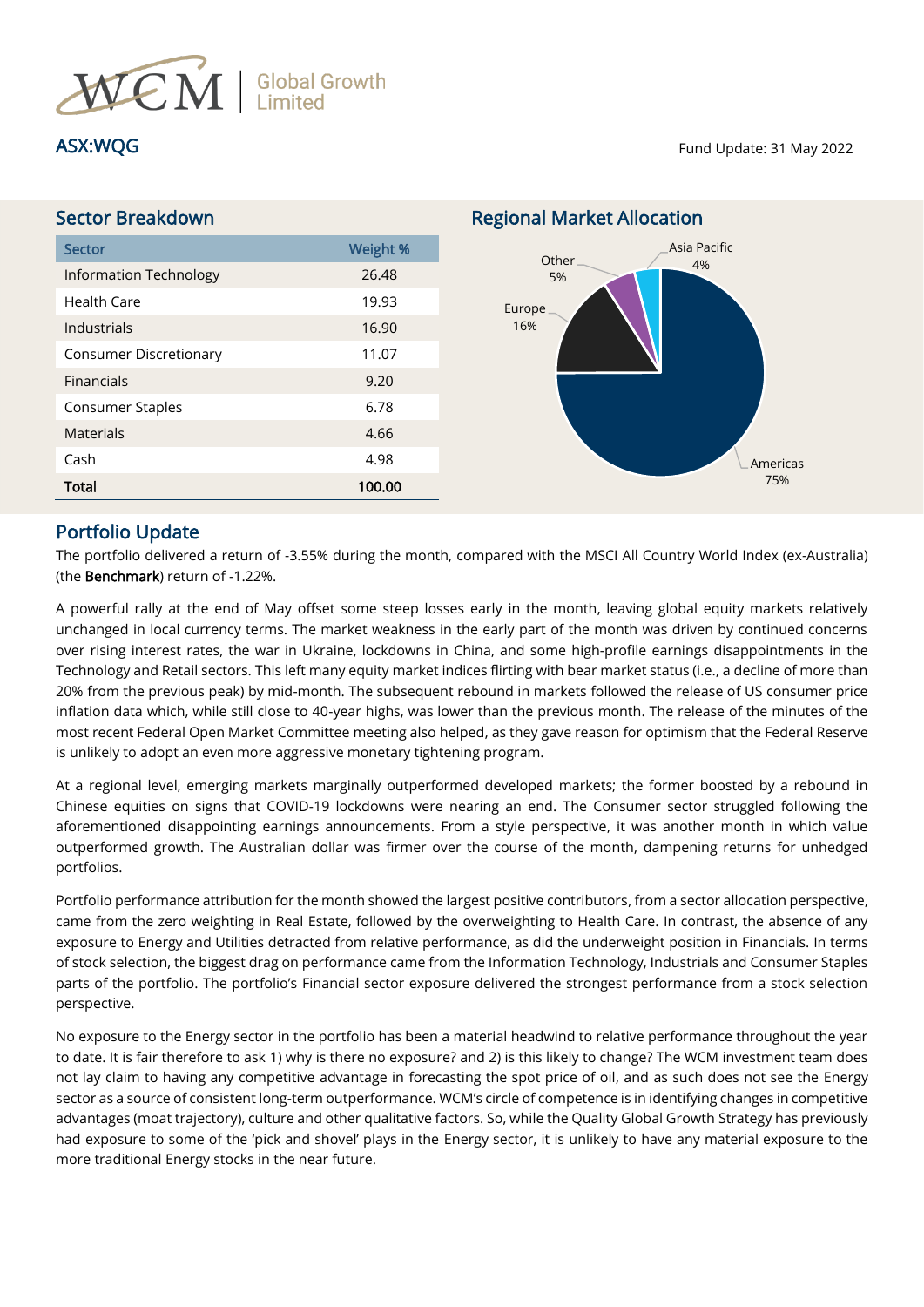WCM | Global Growth Limited

ASX:WQG

Fund Update: 31 May 2022

## Sector Breakdown

| Sector | Weight % |
|---|---|
| Information Technology | 26.48 |
| Health Care | 19.93 |
| Industrials | 16.90 |
| Consumer Discretionary | 11.07 |
| Financials | 9.20 |
| Consumer Staples | 6.78 |
| Materials | 4.66 |
| Cash | 4.98 |
| **Total** | **100.00** |

## Regional Market Allocation

| Region | Allocation |
|---|---|
| Americas | 75% |
| Europe | 16% |
| Other | 5% |
| Asia Pacific | 4% |

## Portfolio Update

The portfolio delivered a return of -3.55% during the month, compared with the MSCI All Country World Index (ex-Australia) (the **Benchmark**) return of -1.22%.

A powerful rally at the end of May offset some steep losses early in the month, leaving global equity markets relatively unchanged in local currency terms. The market weakness in the early part of the month was driven by continued concerns over rising interest rates, the war in Ukraine, lockdowns in China, and some high-profile earnings disappointments in the Technology and Retail sectors. This left many equity market indices flirting with bear market status (i.e., a decline of more than 20% from the previous peak) by mid-month. The subsequent rebound in markets followed the release of US consumer price inflation data which, while still close to 40-year highs, was lower than the previous month. The release of the minutes of the most recent Federal Open Market Committee meeting also helped, as they gave reason for optimism that the Federal Reserve is unlikely to adopt an even more aggressive monetary tightening program.

At a regional level, emerging markets marginally outperformed developed markets; the former boosted by a rebound in Chinese equities on signs that COVID-19 lockdowns were nearing an end. The Consumer sector struggled following the aforementioned disappointing earnings announcements. From a style perspective, it was another month in which value outperformed growth. The Australian dollar was firmer over the course of the month, dampening returns for unhedged portfolios.

Portfolio performance attribution for the month showed the largest positive contributors, from a sector allocation perspective, came from the zero weighting in Real Estate, followed by the overweighting to Health Care. In contrast, the absence of any exposure to Energy and Utilities detracted from relative performance, as did the underweight position in Financials. In terms of stock selection, the biggest drag on performance came from the Information Technology, Industrials and Consumer Staples parts of the portfolio. The portfolio's Financial sector exposure delivered the strongest performance from a stock selection perspective.

No exposure to the Energy sector in the portfolio has been a material headwind to relative performance throughout the year to date. It is fair therefore to ask 1) why is there no exposure? and 2) is this likely to change? The WCM investment team does not lay claim to having any competitive advantage in forecasting the spot price of oil, and as such does not see the Energy sector as a source of consistent long-term outperformance. WCM's circle of competence is in identifying changes in competitive advantages (moat trajectory), culture and other qualitative factors. So, while the Quality Global Growth Strategy has previously had exposure to some of the 'pick and shovel' plays in the Energy sector, it is unlikely to have any material exposure to the more traditional Energy stocks in the near future.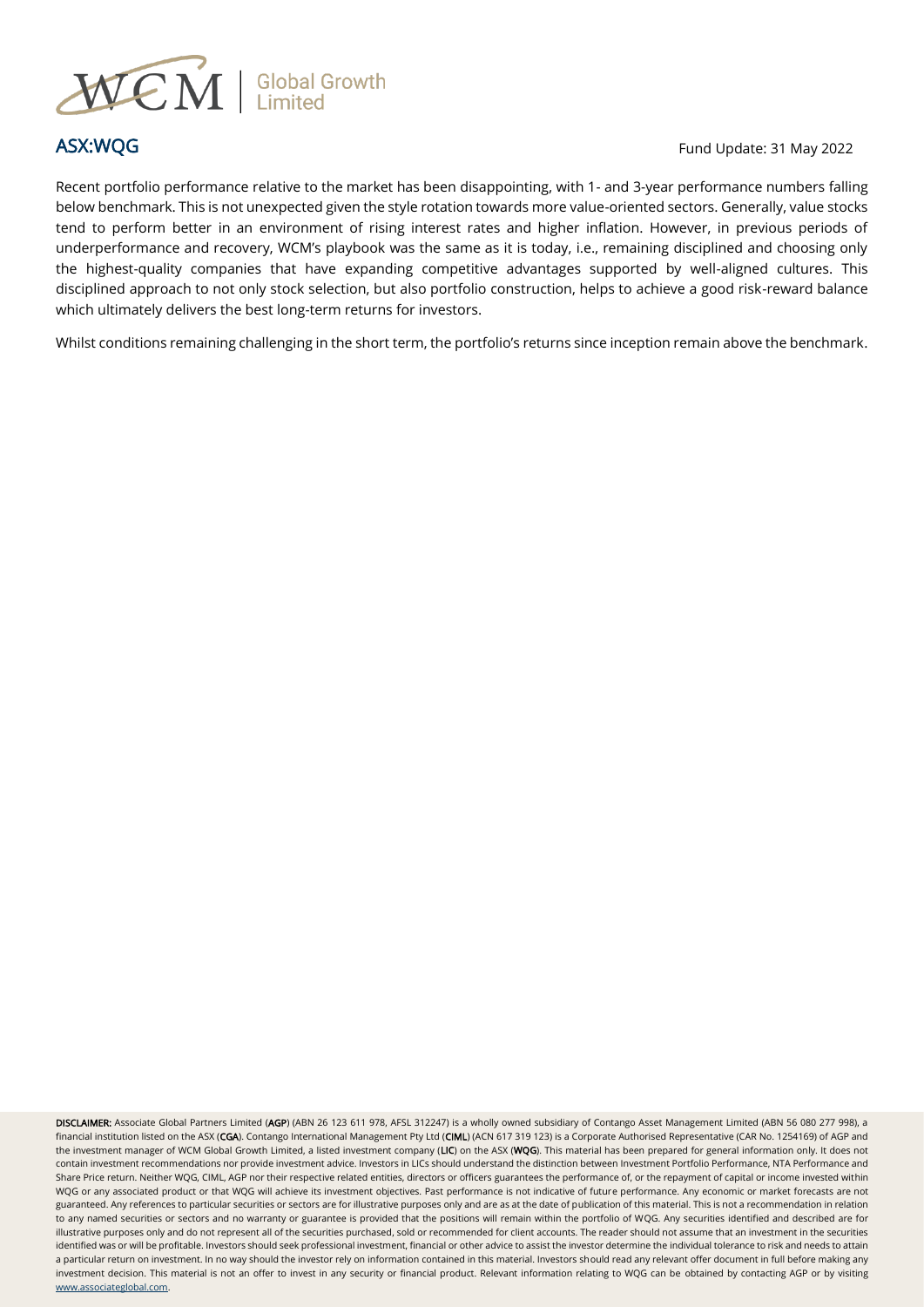WCM | Global Growth Limited

## ASX:WQG

Fund Update: 31 May 2022

Recent portfolio performance relative to the market has been disappointing, with 1- and 3-year performance numbers falling below benchmark. This is not unexpected given the style rotation towards more value-oriented sectors. Generally, value stocks tend to perform better in an environment of rising interest rates and higher inflation. However, in previous periods of underperformance and recovery, WCM's playbook was the same as it is today, i.e., remaining disciplined and choosing only the highest-quality companies that have expanding competitive advantages supported by well-aligned cultures. This disciplined approach to not only stock selection, but also portfolio construction, helps to achieve a good risk-reward balance which ultimately delivers the best long-term returns for investors.

Whilst conditions remaining challenging in the short term, the portfolio's returns since inception remain above the benchmark.

**DISCLAIMER:** Associate Global Partners Limited (**AGP**) (ABN 26 123 611 978, AFSL 312247) is a wholly owned subsidiary of Contango Asset Management Limited (ABN 56 080 277 998), a financial institution listed on the ASX (**CGA**). Contango International Management Pty Ltd (**CIML**) (ACN 617 319 123) is a Corporate Authorised Representative (CAR No. 1254169) of AGP and the investment manager of WCM Global Growth Limited, a listed investment company (**LIC**) on the ASX (**WQG**). This material has been prepared for general information only. It does not contain investment recommendations nor provide investment advice. Investors in LICs should understand the distinction between Investment Portfolio Performance, NTA Performance and Share Price return. Neither WQG, CIML, AGP nor their respective related entities, directors or officers guarantees the performance of, or the repayment of capital or income invested within WQG or any associated product or that WQG will achieve its investment objectives. Past performance is not indicative of future performance. Any economic or market forecasts are not guaranteed. Any references to particular securities or sectors are for illustrative purposes only and are as at the date of publication of this material. This is not a recommendation in relation to any named securities or sectors and no warranty or guarantee is provided that the positions will remain within the portfolio of WQG. Any securities identified and described are for illustrative purposes only and do not represent all of the securities purchased, sold or recommended for client accounts. The reader should not assume that an investment in the securities identified was or will be profitable. Investors should seek professional investment, financial or other advice to assist the investor determine the individual tolerance to risk and needs to attain a particular return on investment. In no way should the investor rely on information contained in this material. Investors should read any relevant offer document in full before making any investment decision. This material is not an offer to invest in any security or financial product. Relevant information relating to WQG can be obtained by contacting AGP or by visiting www.associateglobal.com.